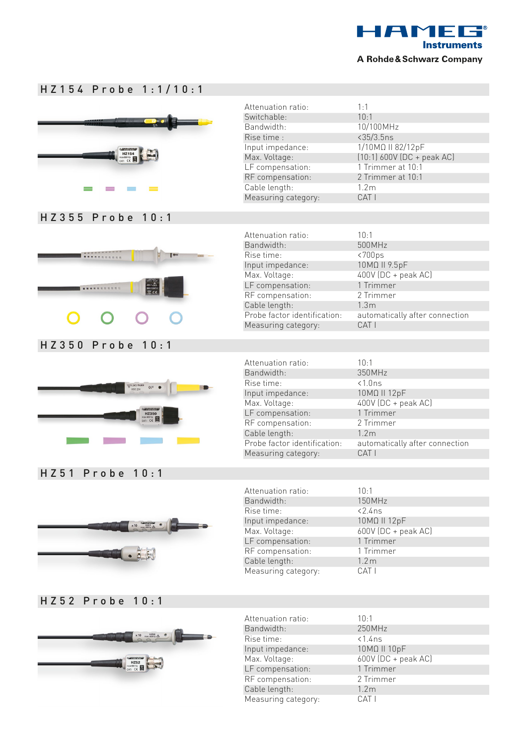HAMEG® Instruments

A Rohde & Schwarz Company

## HZ154 Probe 1:1/10:1

| | |
|---|---|
| Attenuation ratio: | 1:1 |
| Switchable: | 10:1 |
| Bandwidth: | 10/100MHz |
| Rise time : | <35/3.5ns |
| Input impedance: | 1/10MΩ II 82/12pF |
| Max. Voltage: | (10:1) 600V (DC + peak AC) |
| LF compensation: | 1 Trimmer at 10:1 |
| RF compensation: | 2 Trimmer at 10:1 |
| Cable length: | 1.2m |
| Measuring category: | CAT I |

## HZ355 Probe 10:1

| | |
|---|---|
| Attenuation ratio: | 10:1 |
| Bandwidth: | 500MHz |
| Rise time: | <700ps |
| Input impedance: | 10MΩ II 9.5pF |
| Max. Voltage: | 400V (DC + peak AC) |
| LF compensation: | 1 Trimmer |
| RF compensation: | 2 Trimmer |
| Cable length: | 1.3m |
| Probe factor identification: | automatically after connection |
| Measuring category: | CAT I |

## HZ350 Probe 10:1

| | |
|---|---|
| Attenuation ratio: | 10:1 |
| Bandwidth: | 350MHz |
| Rise time: | <1.0ns |
| Input impedance: | 10MΩ II 12pF |
| Max. Voltage: | 400V (DC + peak AC) |
| LF compensation: | 1 Trimmer |
| RF compensation: | 2 Trimmer |
| Cable length: | 1.2m |
| Probe factor identification: | automatically after connection |
| Measuring category: | CAT I |

## HZ51 Probe 10:1

| | |
|---|---|
| Attenuation ratio: | 10:1 |
| Bandwidth: | 150MHz |
| Rise time: | <2.4ns |
| Input impedance: | 10MΩ II 12pF |
| Max. Voltage: | 600V (DC + peak AC) |
| LF compensation: | 1 Trimmer |
| RF compensation: | 1 Trimmer |
| Cable length: | 1.2m |
| Measuring category: | CAT I |

## HZ52 Probe 10:1

| | |
|---|---|
| Attenuation ratio: | 10:1 |
| Bandwidth: | 250MHz |
| Rise time: | <1.4ns |
| Input impedance: | 10MΩ II 10pF |
| Max. Voltage: | 600V (DC + peak AC) |
| LF compensation: | 1 Trimmer |
| RF compensation: | 2 Trimmer |
| Cable length: | 1.2m |
| Measuring category: | CAT I |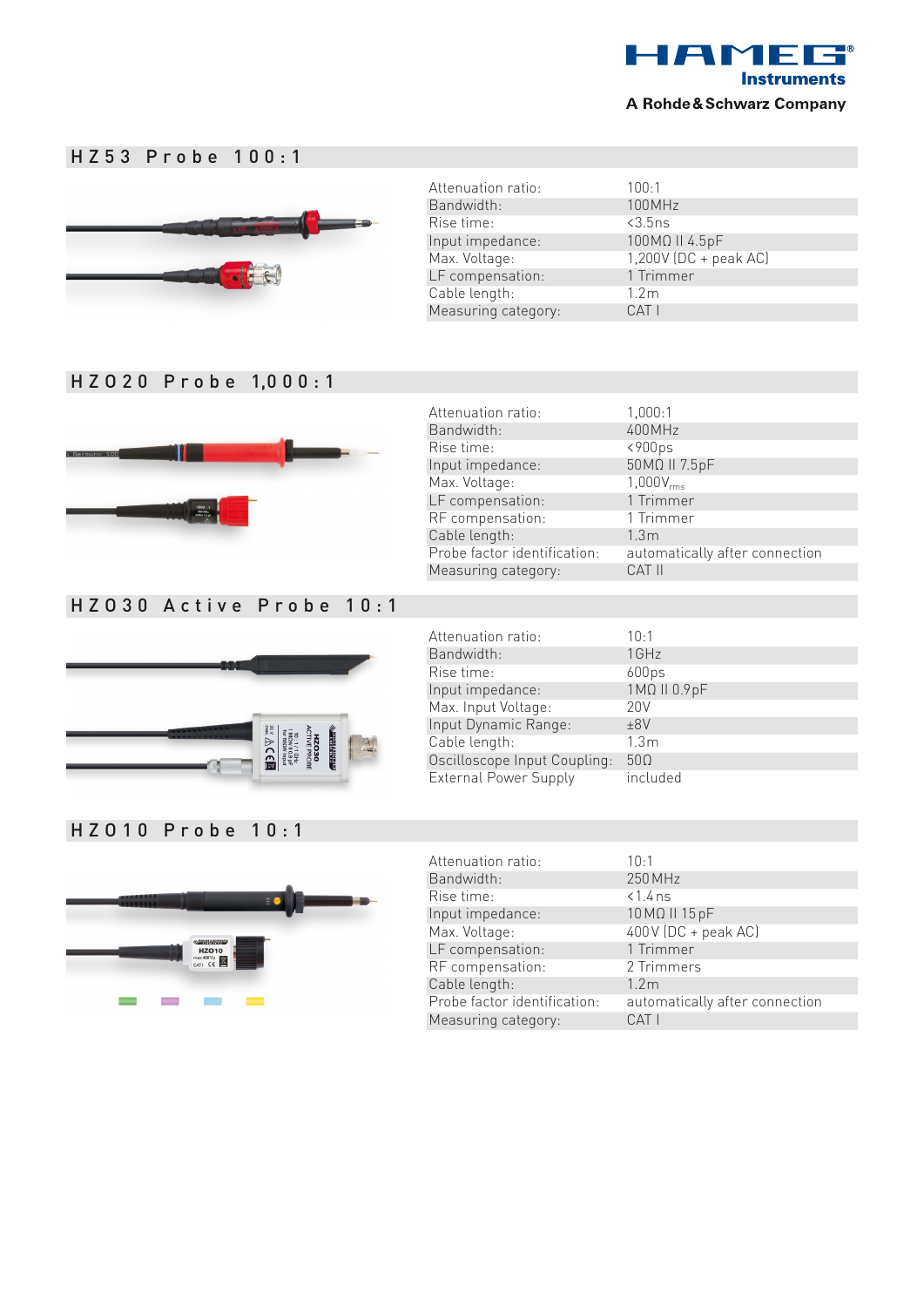HAMEG Instruments
A Rohde & Schwarz Company

## HZ53 Probe 100:1

| | |
|---|---|
| Attenuation ratio: | 100:1 |
| Bandwidth: | 100MHz |
| Rise time: | <3.5ns |
| Input impedance: | 100MΩ II 4.5pF |
| Max. Voltage: | 1,200V (DC + peak AC) |
| LF compensation: | 1 Trimmer |
| Cable length: | 1.2m |
| Measuring category: | CAT I |

## HZO20 Probe 1,000:1

| | |
|---|---|
| Attenuation ratio: | 1,000:1 |
| Bandwidth: | 400MHz |
| Rise time: | <900ps |
| Input impedance: | 50MΩ II 7.5pF |
| Max. Voltage: | 1,000$V_{rms}$ |
| LF compensation: | 1 Trimmer |
| RF compensation: | 1 Trimmer |
| Cable length: | 1.3m |
| Probe factor identification: | automatically after connection |
| Measuring category: | CAT II |

## HZO30 Active Probe 10:1

| | |
|---|---|
| Attenuation ratio: | 10:1 |
| Bandwidth: | 1GHz |
| Rise time: | 600ps |
| Input impedance: | 1MΩ II 0.9pF |
| Max. Input Voltage: | 20V |
| Input Dynamic Range: | ±8V |
| Cable length: | 1.3m |
| Oscilloscope Input Coupling: | 50Ω |
| External Power Supply | included |

## HZO10 Probe 10:1

| | |
|---|---|
| Attenuation ratio: | 10:1 |
| Bandwidth: | 250MHz |
| Rise time: | <1.4ns |
| Input impedance: | 10MΩ II 15pF |
| Max. Voltage: | 400V (DC + peak AC) |
| LF compensation: | 1 Trimmer |
| RF compensation: | 2 Trimmers |
| Cable length: | 1.2m |
| Probe factor identification: | automatically after connection |
| Measuring category: | CAT I |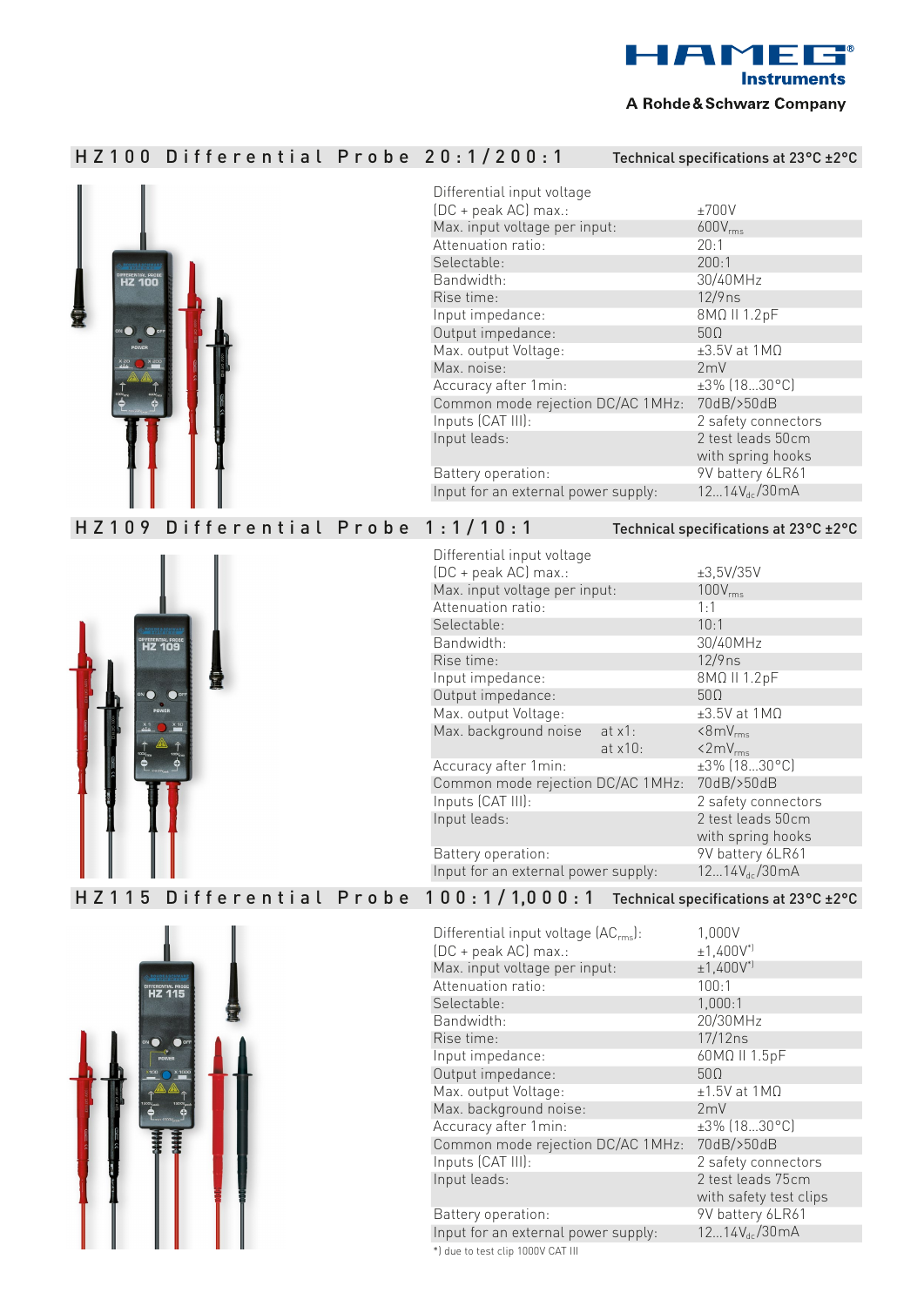HAMEG Instruments

A Rohde & Schwarz Company

## HZ100 Differential Probe 20:1/200:1

Technical specifications at 23°C ±2°C

| | |
|---|---|
| Differential input voltage (DC + peak AC) max.: | ±700V |
| Max. input voltage per input: | 600$V_{rms}$ |
| Attenuation ratio: | 20:1 |
| Selectable: | 200:1 |
| Bandwidth: | 30/40MHz |
| Rise time: | 12/9ns |
| Input impedance: | 8MΩ II 1.2pF |
| Output impedance: | 50Ω |
| Max. output Voltage: | ±3.5V at 1MΩ |
| Max. noise: | 2mV |
| Accuracy after 1min: | ±3% (18...30°C) |
| Common mode rejection DC/AC 1MHz: | 70dB/>50dB |
| Inputs (CAT III): | 2 safety connectors |
| Input leads: | 2 test leads 50cm with spring hooks |
| Battery operation: | 9V battery 6LR61 |
| Input for an external power supply: | 12...14$V_{dc}$/30mA |

## HZ109 Differential Probe 1:1/10:1

Technical specifications at 23°C ±2°C

| | |
|---|---|
| Differential input voltage (DC + peak AC) max.: | ±3,5V/35V |
| Max. input voltage per input: | 100$V_{rms}$ |
| Attenuation ratio: | 1:1 |
| Selectable: | 10:1 |
| Bandwidth: | 30/40MHz |
| Rise time: | 12/9ns |
| Input impedance: | 8MΩ II 1.2pF |
| Output impedance: | 50Ω |
| Max. output Voltage: | ±3.5V at 1MΩ |
| Max. background noise at x1: | <8$mV_{rms}$ |
| at x10: | <2$mV_{rms}$ |
| Accuracy after 1min: | ±3% (18...30°C) |
| Common mode rejection DC/AC 1MHz: | 70dB/>50dB |
| Inputs (CAT III): | 2 safety connectors |
| Input leads: | 2 test leads 50cm with spring hooks |
| Battery operation: | 9V battery 6LR61 |
| Input for an external power supply: | 12...14$V_{dc}$/30mA |

## HZ115 Differential Probe 100:1/1,000:1

Technical specifications at 23°C ±2°C

| | |
|---|---|
| Differential input voltage ($AC_{rms}$): | 1,000V |
| (DC + peak AC) max.: | ±1,400V*) |
| Max. input voltage per input: | ±1,400V*) |
| Attenuation ratio: | 100:1 |
| Selectable: | 1,000:1 |
| Bandwidth: | 20/30MHz |
| Rise time: | 17/12ns |
| Input impedance: | 60MΩ II 1.5pF |
| Output impedance: | 50Ω |
| Max. output Voltage: | ±1.5V at 1MΩ |
| Max. background noise: | 2mV |
| Accuracy after 1min: | ±3% (18...30°C) |
| Common mode rejection DC/AC 1MHz: | 70dB/>50dB |
| Inputs (CAT III): | 2 safety connectors |
| Input leads: | 2 test leads 75cm with safety test clips |
| Battery operation: | 9V battery 6LR61 |
| Input for an external power supply: | 12...14$V_{dc}$/30mA |

*) due to test clip 1000V CAT III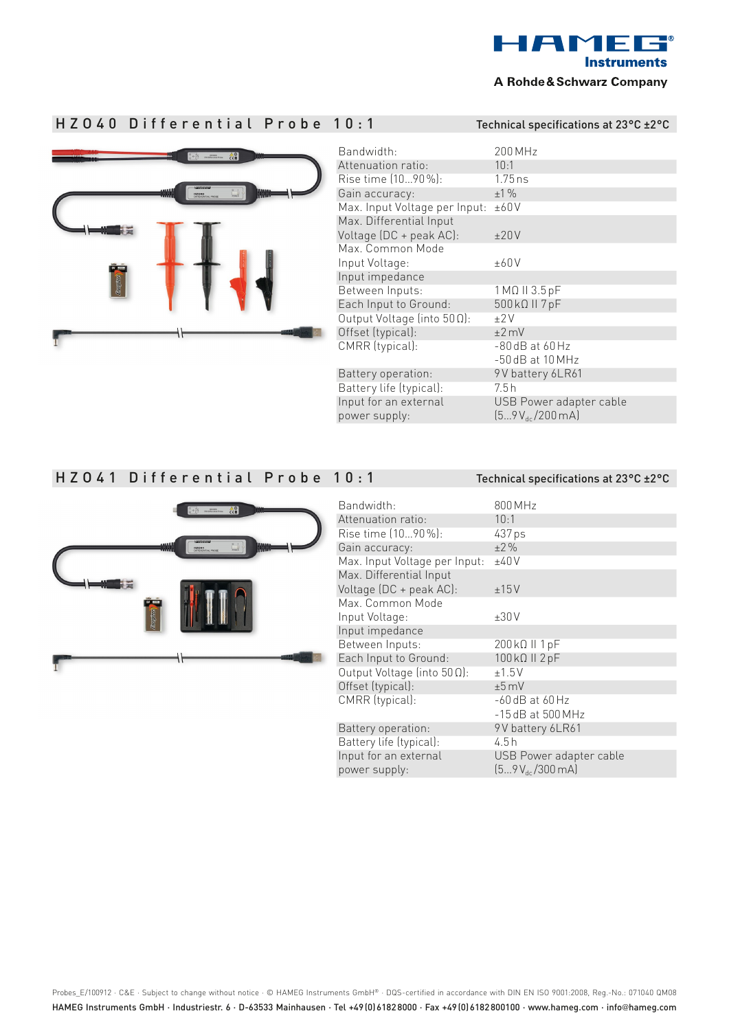HAMEG Instruments

A Rohde & Schwarz Company

## HZO40 Differential Probe 10:1

Technical specifications at 23°C ±2°C

| | |
|---|---|
| Bandwidth: | 200 MHz |
| Attenuation ratio: | 10:1 |
| Rise time (10…90%): | 1.75 ns |
| Gain accuracy: | ±1% |
| Max. Input Voltage per Input: | ±60 V |
| Max. Differential Input Voltage (DC + peak AC): | ±20 V |
| Max. Common Mode Input Voltage: | ±60 V |
| Input impedance | |
| Between Inputs: | 1 MΩ II 3.5 pF |
| Each Input to Ground: | 500 kΩ II 7 pF |
| Output Voltage (into 50 Ω): | ±2 V |
| Offset (typical): | ±2 mV |
| CMRR (typical): | -80 dB at 60 Hz<br>-50 dB at 10 MHz |
| Battery operation: | 9 V battery 6LR61 |
| Battery life (typical): | 7.5 h |
| Input for an external power supply: | USB Power adapter cable ($5…9\,V_{dc}$/200 mA) |

## HZO41 Differential Probe 10:1

Technical specifications at 23°C ±2°C

| | |
|---|---|
| Bandwidth: | 800 MHz |
| Attenuation ratio: | 10:1 |
| Rise time (10…90%): | 437 ps |
| Gain accuracy: | ±2% |
| Max. Input Voltage per Input: | ±40 V |
| Max. Differential Input Voltage (DC + peak AC): | ±15 V |
| Max. Common Mode Input Voltage: | ±30 V |
| Input impedance | |
| Between Inputs: | 200 kΩ II 1 pF |
| Each Input to Ground: | 100 kΩ II 2 pF |
| Output Voltage (into 50 Ω): | ±1.5 V |
| Offset (typical): | ±5 mV |
| CMRR (typical): | -60 dB at 60 Hz<br>-15 dB at 500 MHz |
| Battery operation: | 9 V battery 6LR61 |
| Battery life (typical): | 4.5 h |
| Input for an external power supply: | USB Power adapter cable ($5…9\,V_{dc}$/300 mA) |

Probes_E/100912 · C&E · Subject to change without notice · © HAMEG Instruments GmbH® · DQS-certified in accordance with DIN EN ISO 9001:2008, Reg.-No.: 071040 QM08

HAMEG Instruments GmbH · Industriestr. 6 · D-63533 Mainhausen · Tel +49 (0) 6182 8000 · Fax +49 (0) 6182 800100 · www.hameg.com · info@hameg.com